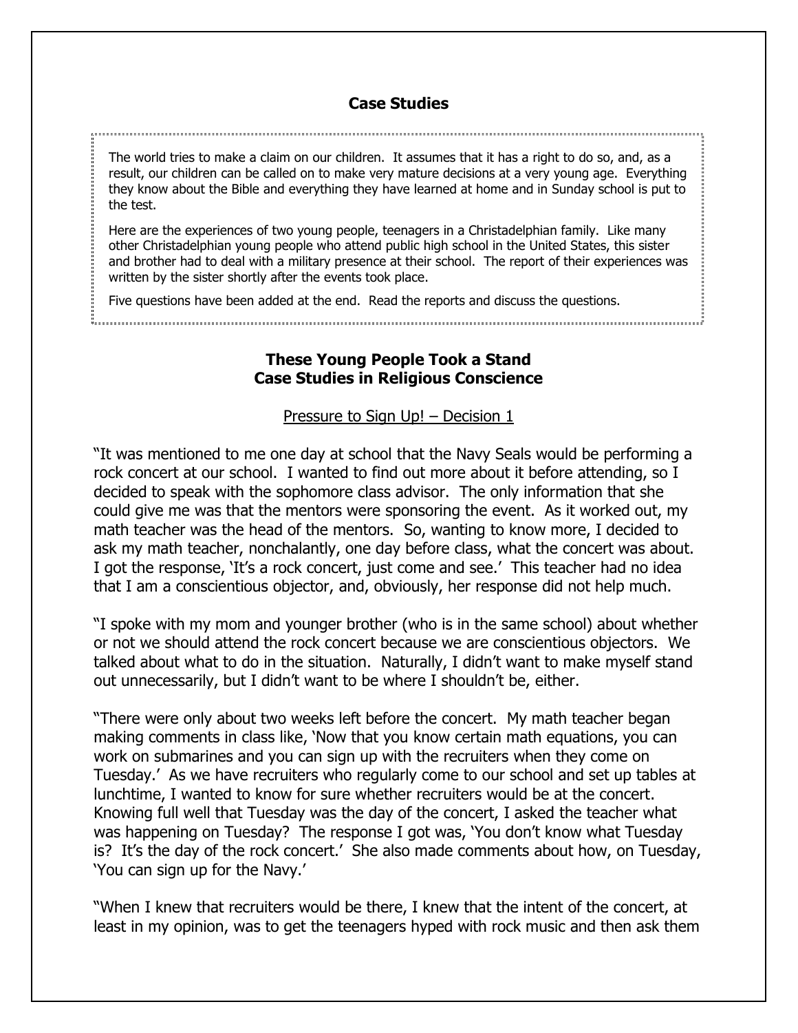## Case Studies

The world tries to make a claim on our children. It assumes that it has a right to do so, and, as a result, our children can be called on to make very mature decisions at a very young age. Everything they know about the Bible and everything they have learned at home and in Sunday school is put to the test.

Here are the experiences of two young people, teenagers in a Christadelphian family. Like many other Christadelphian young people who attend public high school in the United States, this sister and brother had to deal with a military presence at their school. The report of their experiences was written by the sister shortly after the events took place.

Five questions have been added at the end. Read the reports and discuss the questions.

## These Young People Took a Stand
## Case Studies in Religious Conscience

### Pressure to Sign Up! – Decision 1

"It was mentioned to me one day at school that the Navy Seals would be performing a rock concert at our school. I wanted to find out more about it before attending, so I decided to speak with the sophomore class advisor. The only information that she could give me was that the mentors were sponsoring the event. As it worked out, my math teacher was the head of the mentors. So, wanting to know more, I decided to ask my math teacher, nonchalantly, one day before class, what the concert was about. I got the response, 'It's a rock concert, just come and see.' This teacher had no idea that I am a conscientious objector, and, obviously, her response did not help much.

"I spoke with my mom and younger brother (who is in the same school) about whether or not we should attend the rock concert because we are conscientious objectors. We talked about what to do in the situation. Naturally, I didn't want to make myself stand out unnecessarily, but I didn't want to be where I shouldn't be, either.

"There were only about two weeks left before the concert. My math teacher began making comments in class like, 'Now that you know certain math equations, you can work on submarines and you can sign up with the recruiters when they come on Tuesday.' As we have recruiters who regularly come to our school and set up tables at lunchtime, I wanted to know for sure whether recruiters would be at the concert. Knowing full well that Tuesday was the day of the concert, I asked the teacher what was happening on Tuesday? The response I got was, 'You don't know what Tuesday is? It's the day of the rock concert.' She also made comments about how, on Tuesday, 'You can sign up for the Navy.'

"When I knew that recruiters would be there, I knew that the intent of the concert, at least in my opinion, was to get the teenagers hyped with rock music and then ask them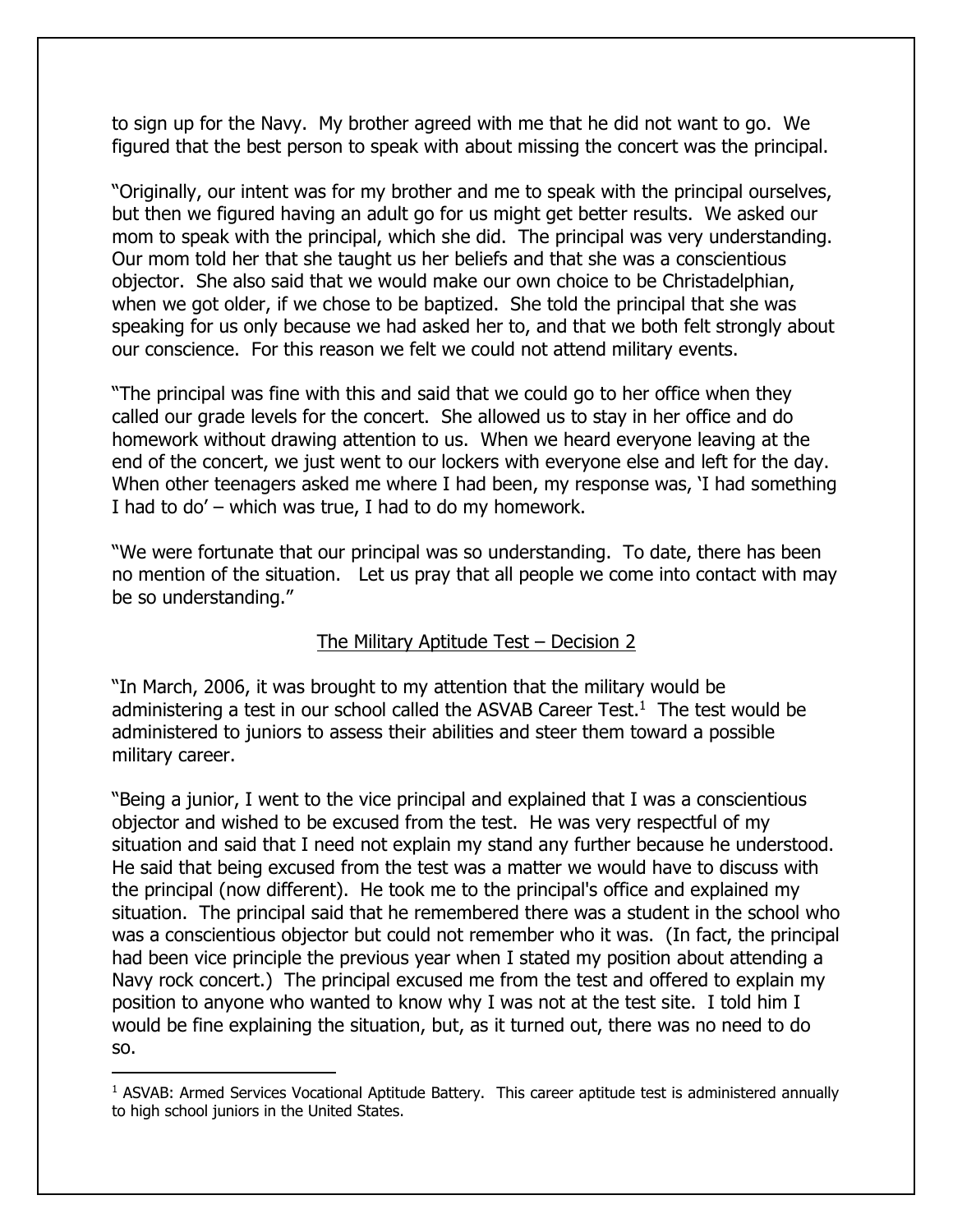to sign up for the Navy. My brother agreed with me that he did not want to go. We figured that the best person to speak with about missing the concert was the principal.

"Originally, our intent was for my brother and me to speak with the principal ourselves, but then we figured having an adult go for us might get better results. We asked our mom to speak with the principal, which she did. The principal was very understanding. Our mom told her that she taught us her beliefs and that she was a conscientious objector. She also said that we would make our own choice to be Christadelphian, when we got older, if we chose to be baptized. She told the principal that she was speaking for us only because we had asked her to, and that we both felt strongly about our conscience. For this reason we felt we could not attend military events.

"The principal was fine with this and said that we could go to her office when they called our grade levels for the concert. She allowed us to stay in her office and do homework without drawing attention to us. When we heard everyone leaving at the end of the concert, we just went to our lockers with everyone else and left for the day. When other teenagers asked me where I had been, my response was, 'I had something I had to do' – which was true, I had to do my homework.

"We were fortunate that our principal was so understanding. To date, there has been no mention of the situation. Let us pray that all people we come into contact with may be so understanding."

<u>The Military Aptitude Test – Decision 2</u>

"In March, 2006, it was brought to my attention that the military would be administering a test in our school called the ASVAB Career Test.[1] The test would be administered to juniors to assess their abilities and steer them toward a possible military career.

"Being a junior, I went to the vice principal and explained that I was a conscientious objector and wished to be excused from the test. He was very respectful of my situation and said that I need not explain my stand any further because he understood. He said that being excused from the test was a matter we would have to discuss with the principal (now different). He took me to the principal's office and explained my situation. The principal said that he remembered there was a student in the school who was a conscientious objector but could not remember who it was. (In fact, the principal had been vice principle the previous year when I stated my position about attending a Navy rock concert.) The principal excused me from the test and offered to explain my position to anyone who wanted to know why I was not at the test site. I told him I would be fine explaining the situation, but, as it turned out, there was no need to do so.

[1] ASVAB: Armed Services Vocational Aptitude Battery. This career aptitude test is administered annually to high school juniors in the United States.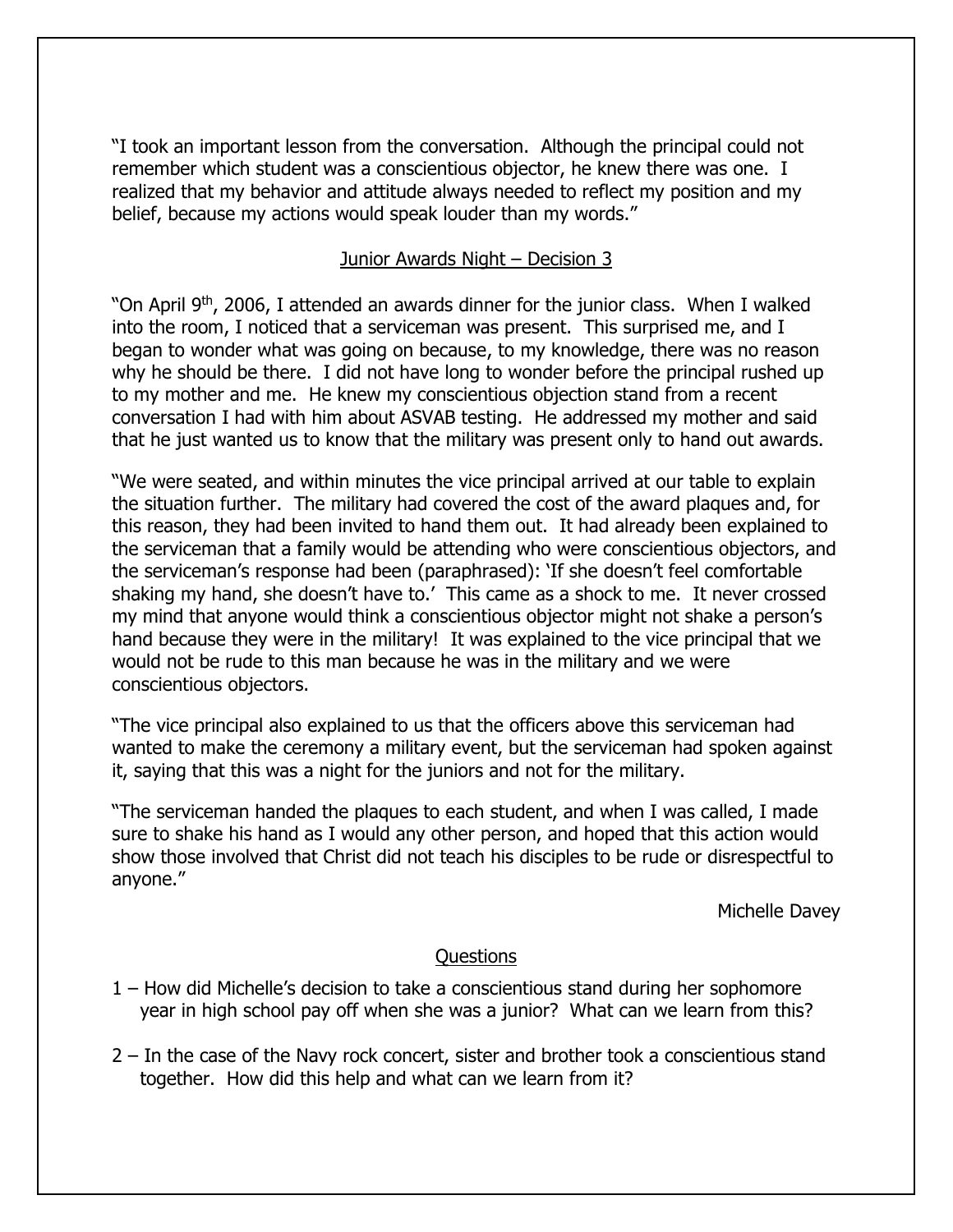"I took an important lesson from the conversation. Although the principal could not remember which student was a conscientious objector, he knew there was one. I realized that my behavior and attitude always needed to reflect my position and my belief, because my actions would speak louder than my words."

<u>Junior Awards Night – Decision 3</u>

"On April 9th, 2006, I attended an awards dinner for the junior class. When I walked into the room, I noticed that a serviceman was present. This surprised me, and I began to wonder what was going on because, to my knowledge, there was no reason why he should be there. I did not have long to wonder before the principal rushed up to my mother and me. He knew my conscientious objection stand from a recent conversation I had with him about ASVAB testing. He addressed my mother and said that he just wanted us to know that the military was present only to hand out awards.

"We were seated, and within minutes the vice principal arrived at our table to explain the situation further. The military had covered the cost of the award plaques and, for this reason, they had been invited to hand them out. It had already been explained to the serviceman that a family would be attending who were conscientious objectors, and the serviceman's response had been (paraphrased): 'If she doesn't feel comfortable shaking my hand, she doesn't have to.' This came as a shock to me. It never crossed my mind that anyone would think a conscientious objector might not shake a person's hand because they were in the military! It was explained to the vice principal that we would not be rude to this man because he was in the military and we were conscientious objectors.

"The vice principal also explained to us that the officers above this serviceman had wanted to make the ceremony a military event, but the serviceman had spoken against it, saying that this was a night for the juniors and not for the military.

"The serviceman handed the plaques to each student, and when I was called, I made sure to shake his hand as I would any other person, and hoped that this action would show those involved that Christ did not teach his disciples to be rude or disrespectful to anyone."

Michelle Davey

<u>Questions</u>

1 – How did Michelle's decision to take a conscientious stand during her sophomore year in high school pay off when she was a junior? What can we learn from this?

2 – In the case of the Navy rock concert, sister and brother took a conscientious stand together. How did this help and what can we learn from it?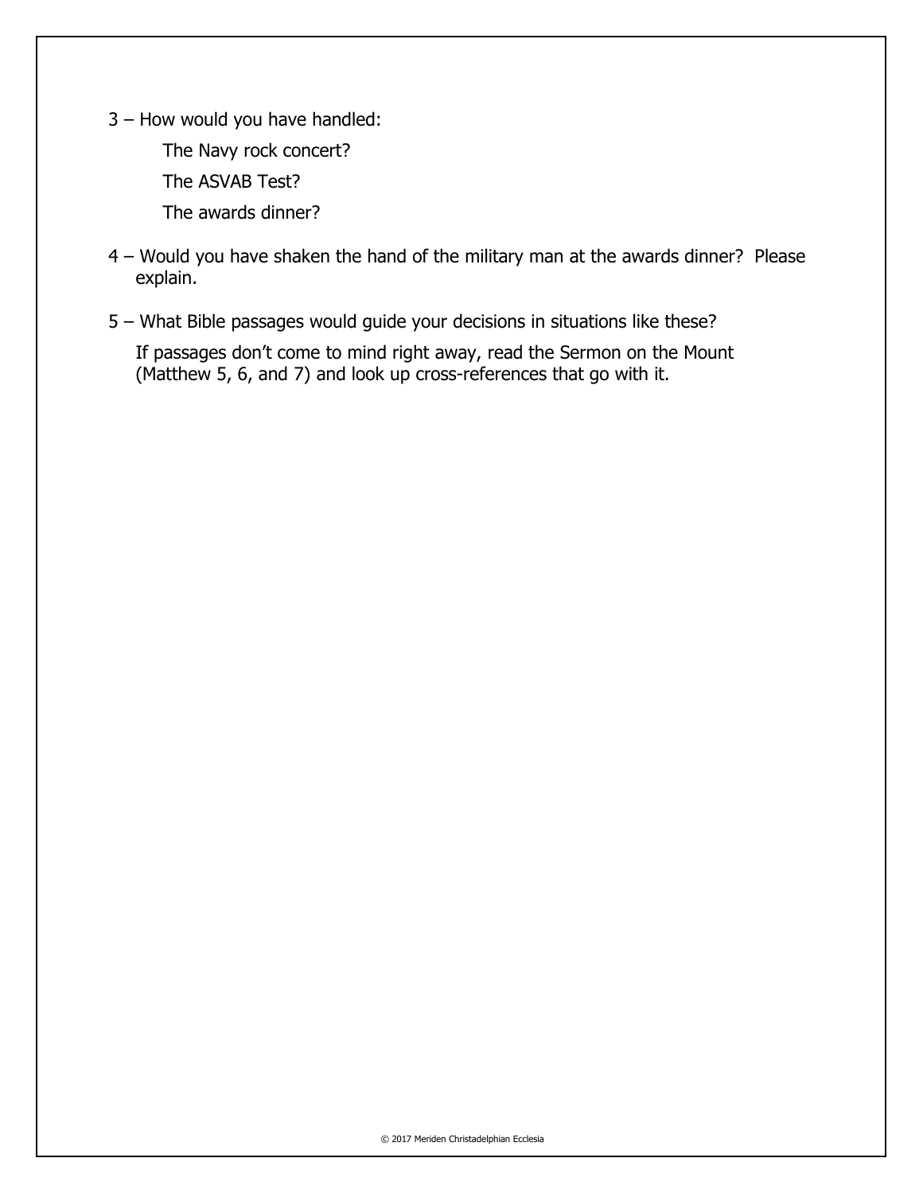3 – How would you have handled:

The Navy rock concert?

The ASVAB Test?

The awards dinner?

4 – Would you have shaken the hand of the military man at the awards dinner? Please explain.

5 – What Bible passages would guide your decisions in situations like these?

If passages don't come to mind right away, read the Sermon on the Mount (Matthew 5, 6, and 7) and look up cross-references that go with it.

© 2017 Meriden Christadelphian Ecclesia